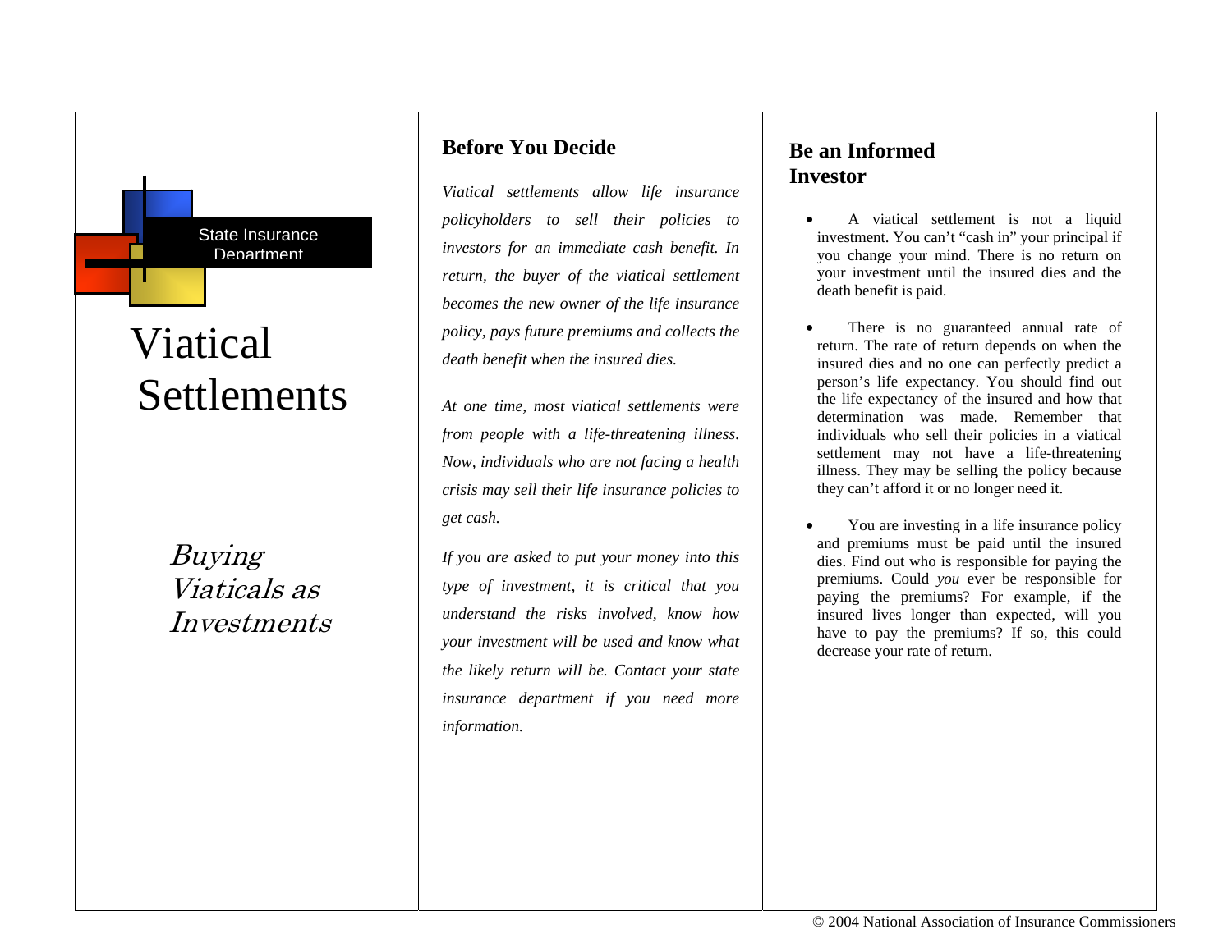State Insurance Department

# Viatical Settlements

*Buying Viaticals as Investments*

## Before You Decide

*Viatical settlements allow life insurance policyholders to sell their policies to investors for an immediate cash benefit. In return, the buyer of the viatical settlement becomes the new owner of the life insurance policy, pays future premiums and collects the death benefit when the insured dies.*

*At one time, most viatical settlements were from people with a life-threatening illness. Now, individuals who are not facing a health crisis may sell their life insurance policies to get cash.*

*If you are asked to put your money into this type of investment, it is critical that you understand the risks involved, know how your investment will be used and know what the likely return will be. Contact your state insurance department if you need more information.*

## Be an Informed Investor

- A viatical settlement is not a liquid investment. You can't "cash in" your principal if you change your mind. There is no return on your investment until the insured dies and the death benefit is paid.

- There is no guaranteed annual rate of return. The rate of return depends on when the insured dies and no one can perfectly predict a person's life expectancy. You should find out the life expectancy of the insured and how that determination was made. Remember that individuals who sell their policies in a viatical settlement may not have a life-threatening illness. They may be selling the policy because they can't afford it or no longer need it.

- You are investing in a life insurance policy and premiums must be paid until the insured dies. Find out who is responsible for paying the premiums. Could *you* ever be responsible for paying the premiums? For example, if the insured lives longer than expected, will you have to pay the premiums? If so, this could decrease your rate of return.

© 2004 National Association of Insurance Commissioners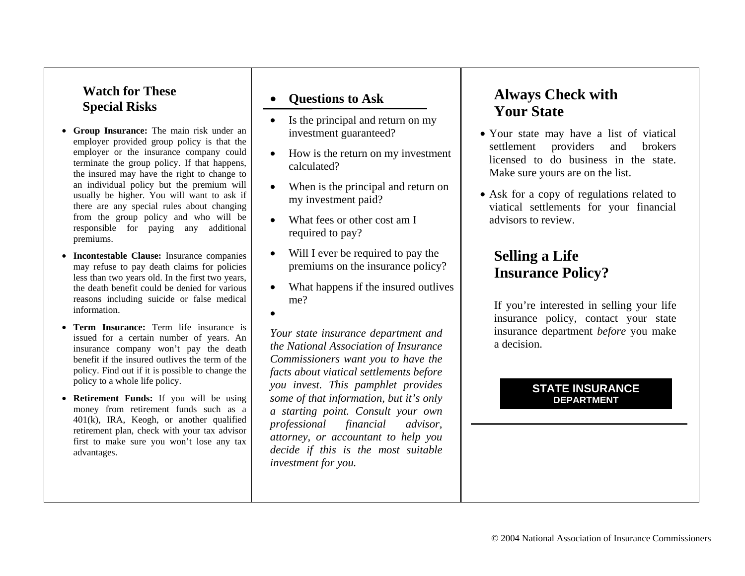## Watch for These Special Risks

- **Group Insurance:** The main risk under an employer provided group policy is that the employer or the insurance company could terminate the group policy. If that happens, the insured may have the right to change to an individual policy but the premium will usually be higher. You will want to ask if there are any special rules about changing from the group policy and who will be responsible for paying any additional premiums.
- **Incontestable Clause:** Insurance companies may refuse to pay death claims for policies less than two years old. In the first two years, the death benefit could be denied for various reasons including suicide or false medical information.
- **Term Insurance:** Term life insurance is issued for a certain number of years. An insurance company won't pay the death benefit if the insured outlives the term of the policy. Find out if it is possible to change the policy to a whole life policy.
- **Retirement Funds:** If you will be using money from retirement funds such as a 401(k), IRA, Keogh, or another qualified retirement plan, check with your tax advisor first to make sure you won't lose any tax advantages.

## Questions to Ask

- Is the principal and return on my investment guaranteed?
- How is the return on my investment calculated?
- When is the principal and return on my investment paid?
- What fees or other cost am I required to pay?
- Will I ever be required to pay the premiums on the insurance policy?
- What happens if the insured outlives me?

*Your state insurance department and the National Association of Insurance Commissioners want you to have the facts about viatical settlements before you invest. This pamphlet provides some of that information, but it's only a starting point. Consult your own professional financial advisor, attorney, or accountant to help you decide if this is the most suitable investment for you.*

## Always Check with Your State

- Your state may have a list of viatical settlement providers and brokers licensed to do business in the state. Make sure yours are on the list.
- Ask for a copy of regulations related to viatical settlements for your financial advisors to review.

## Selling a Life Insurance Policy?

If you're interested in selling your life insurance policy, contact your state insurance department *before* you make a decision.

**STATE INSURANCE DEPARTMENT**

© 2004 National Association of Insurance Commissioners